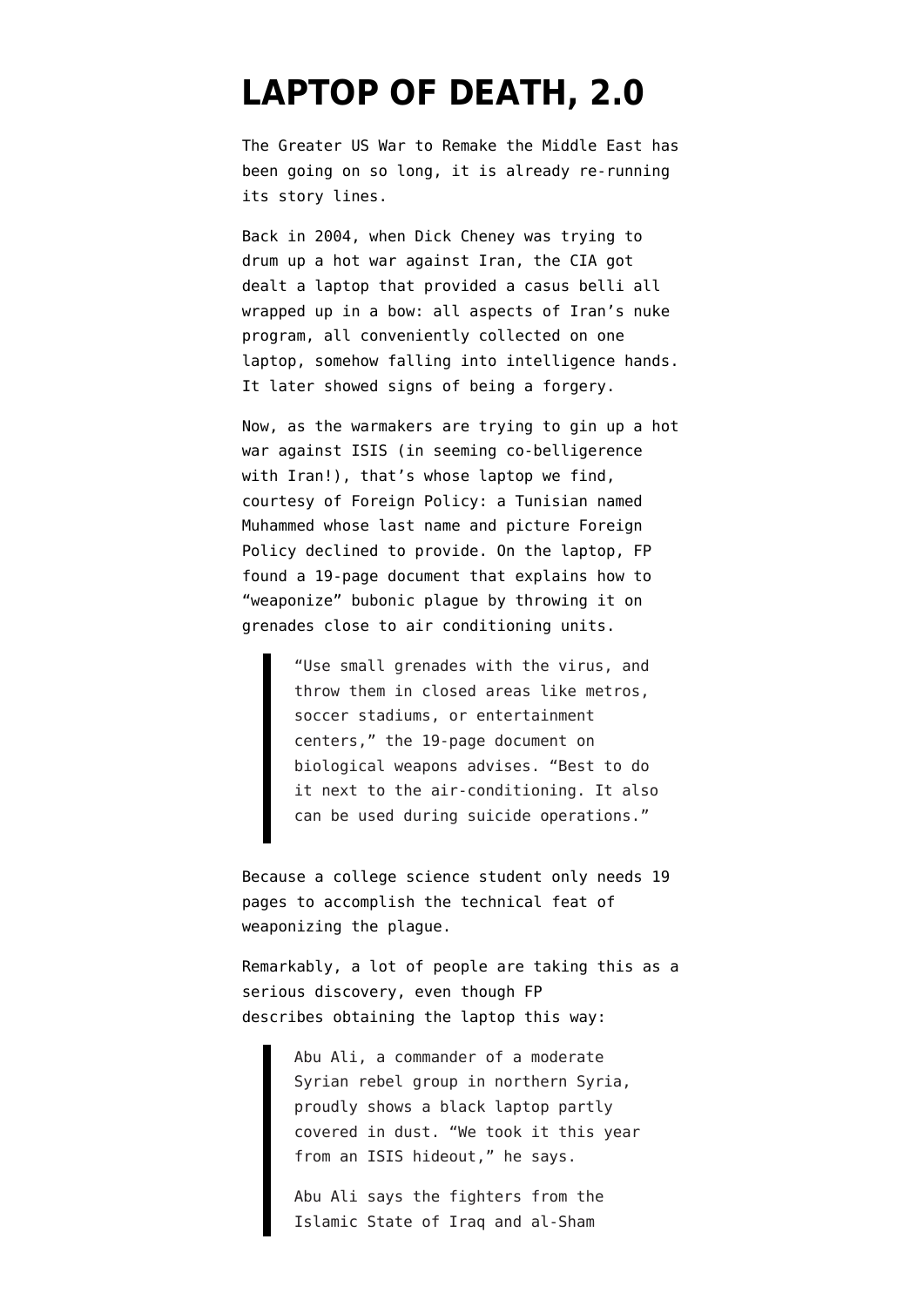# LAPTOP OF DEATH, 2.0

The Greater US War to Remake the Middle East has been going on so long, it is already re-running its story lines.

Back in 2004, when Dick Cheney was trying to drum up a hot war against Iran, the CIA got dealt a laptop that provided a casus belli all wrapped up in a bow: all aspects of Iran's nuke program, all conveniently collected on one laptop, somehow falling into intelligence hands. It later showed signs of being a forgery.

Now, as the warmakers are trying to gin up a hot war against ISIS (in seeming co-belligerence with Iran!), that's whose laptop we find, courtesy of Foreign Policy: a Tunisian named Muhammed whose last name and picture Foreign Policy declined to provide. On the laptop, FP found a 19-page document that explains how to "weaponize" bubonic plague by throwing it on grenades close to air conditioning units.

> "Use small grenades with the virus, and throw them in closed areas like metros, soccer stadiums, or entertainment centers," the 19-page document on biological weapons advises. "Best to do it next to the air-conditioning. It also can be used during suicide operations."

Because a college science student only needs 19 pages to accomplish the technical feat of weaponizing the plague.

Remarkably, a lot of people are taking this as a serious discovery, even though FP describes obtaining the laptop this way:

> Abu Ali, a commander of a moderate Syrian rebel group in northern Syria, proudly shows a black laptop partly covered in dust. "We took it this year from an ISIS hideout," he says.
>
> Abu Ali says the fighters from the Islamic State of Iraq and al-Sham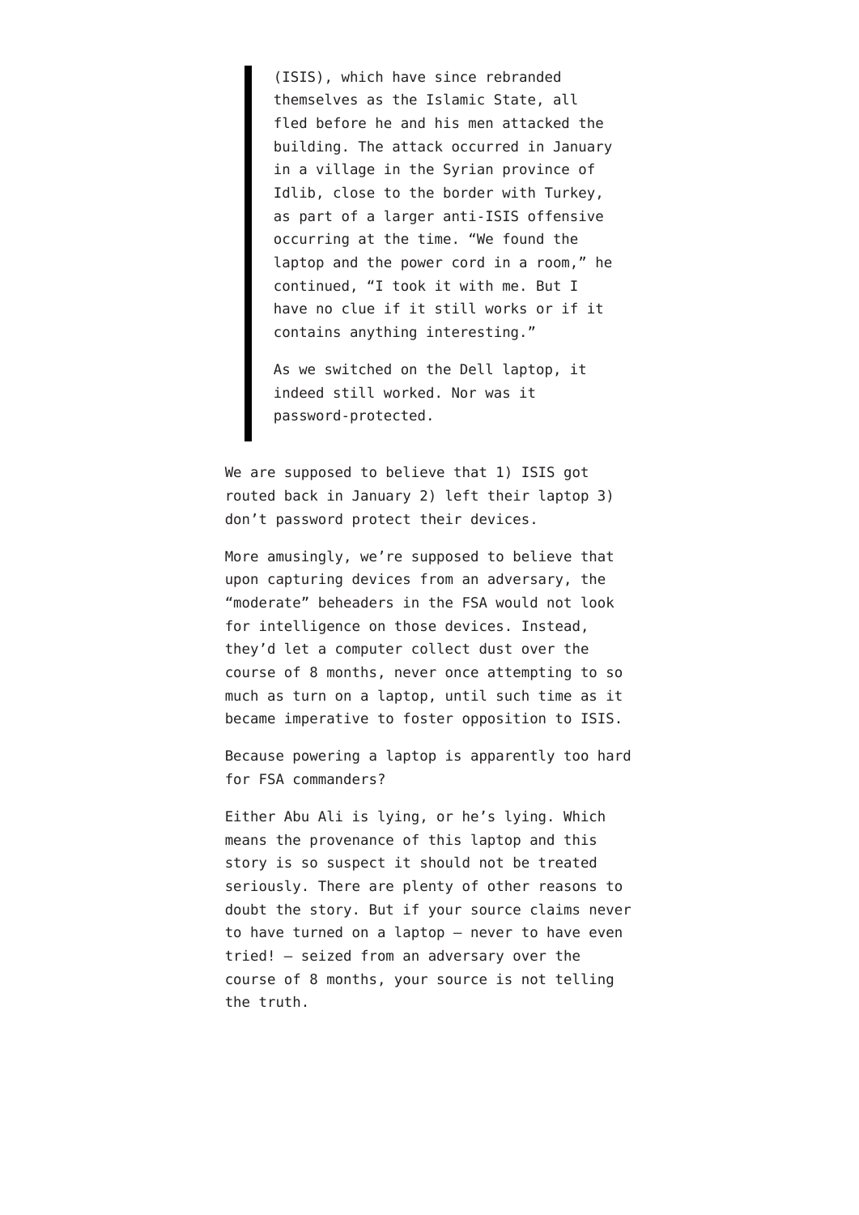> (ISIS), which have since rebranded themselves as the Islamic State, all fled before he and his men attacked the building. The attack occurred in January in a village in the Syrian province of Idlib, close to the border with Turkey, as part of a larger anti-ISIS offensive occurring at the time. "We found the laptop and the power cord in a room," he continued, "I took it with me. But I have no clue if it still works or if it contains anything interesting."
>
> As we switched on the Dell laptop, it indeed still worked. Nor was it password-protected.

We are supposed to believe that 1) ISIS got routed back in January 2) left their laptop 3) don't password protect their devices.

More amusingly, we're supposed to believe that upon capturing devices from an adversary, the "moderate" beheaders in the FSA would not look for intelligence on those devices. Instead, they'd let a computer collect dust over the course of 8 months, never once attempting to so much as turn on a laptop, until such time as it became imperative to foster opposition to ISIS.

Because powering a laptop is apparently too hard for FSA commanders?

Either Abu Ali is lying, or he's lying. Which means the provenance of this laptop and this story is so suspect it should not be treated seriously. There are plenty of other reasons to doubt the story. But if your source claims never to have turned on a laptop — never to have even tried! — seized from an adversary over the course of 8 months, your source is not telling the truth.